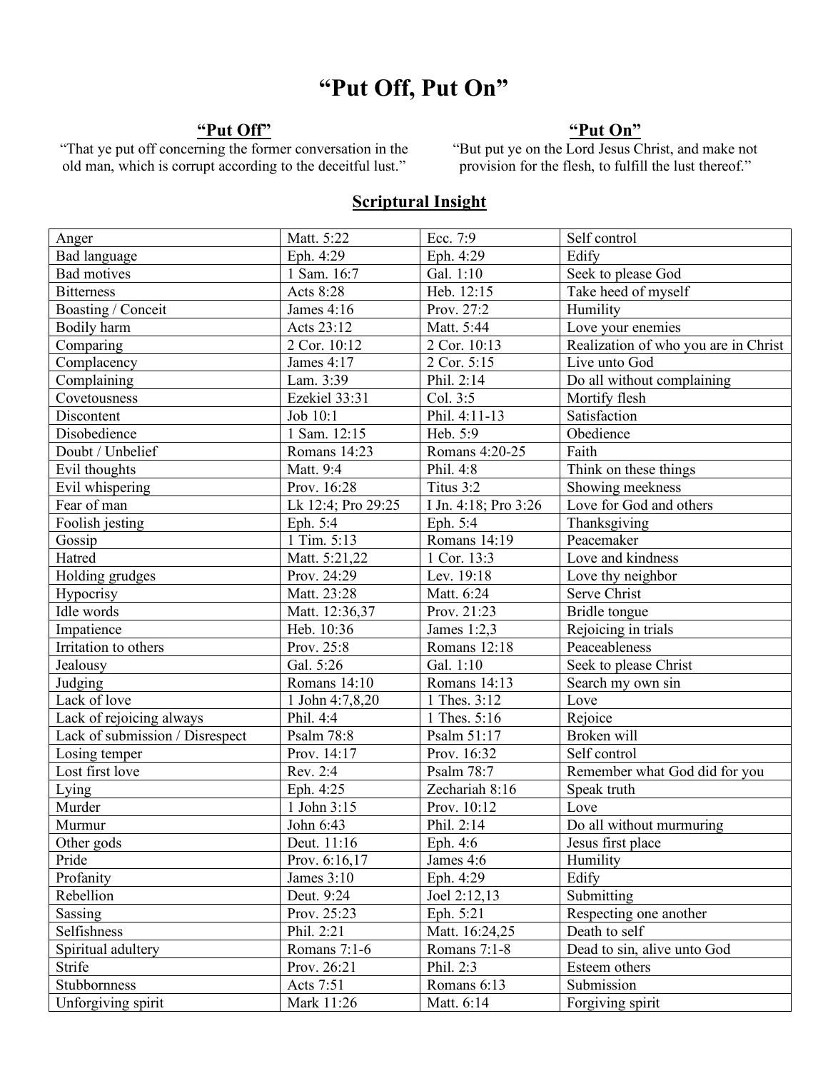# "Put Off, Put On"

## "Put Off"

"That ye put off concerning the former conversation in the old man, which is corrupt according to the deceitful lust."

## "Put On"

"But put ye on the Lord Jesus Christ, and make not provision for the flesh, to fulfill the lust thereof."

## Scriptural Insight

| | | | |
|---|---|---|---|
| Anger | Matt. 5:22 | Ecc. 7:9 | Self control |
| Bad language | Eph. 4:29 | Eph. 4:29 | Edify |
| Bad motives | 1 Sam. 16:7 | Gal. 1:10 | Seek to please God |
| Bitterness | Acts 8:28 | Heb. 12:15 | Take heed of myself |
| Boasting / Conceit | James 4:16 | Prov. 27:2 | Humility |
| Bodily harm | Acts 23:12 | Matt. 5:44 | Love your enemies |
| Comparing | 2 Cor. 10:12 | 2 Cor. 10:13 | Realization of who you are in Christ |
| Complacency | James 4:17 | 2 Cor. 5:15 | Live unto God |
| Complaining | Lam. 3:39 | Phil. 2:14 | Do all without complaining |
| Covetousness | Ezekiel 33:31 | Col. 3:5 | Mortify flesh |
| Discontent | Job 10:1 | Phil. 4:11-13 | Satisfaction |
| Disobedience | 1 Sam. 12:15 | Heb. 5:9 | Obedience |
| Doubt / Unbelief | Romans 14:23 | Romans 4:20-25 | Faith |
| Evil thoughts | Matt. 9:4 | Phil. 4:8 | Think on these things |
| Evil whispering | Prov. 16:28 | Titus 3:2 | Showing meekness |
| Fear of man | Lk 12:4; Pro 29:25 | I Jn. 4:18; Pro 3:26 | Love for God and others |
| Foolish jesting | Eph. 5:4 | Eph. 5:4 | Thanksgiving |
| Gossip | 1 Tim. 5:13 | Romans 14:19 | Peacemaker |
| Hatred | Matt. 5:21,22 | 1 Cor. 13:3 | Love and kindness |
| Holding grudges | Prov. 24:29 | Lev. 19:18 | Love thy neighbor |
| Hypocrisy | Matt. 23:28 | Matt. 6:24 | Serve Christ |
| Idle words | Matt. 12:36,37 | Prov. 21:23 | Bridle tongue |
| Impatience | Heb. 10:36 | James 1:2,3 | Rejoicing in trials |
| Irritation to others | Prov. 25:8 | Romans 12:18 | Peaceableness |
| Jealousy | Gal. 5:26 | Gal. 1:10 | Seek to please Christ |
| Judging | Romans 14:10 | Romans 14:13 | Search my own sin |
| Lack of love | 1 John 4:7,8,20 | 1 Thes. 3:12 | Love |
| Lack of rejoicing always | Phil. 4:4 | 1 Thes. 5:16 | Rejoice |
| Lack of submission / Disrespect | Psalm 78:8 | Psalm 51:17 | Broken will |
| Losing temper | Prov. 14:17 | Prov. 16:32 | Self control |
| Lost first love | Rev. 2:4 | Psalm 78:7 | Remember what God did for you |
| Lying | Eph. 4:25 | Zechariah 8:16 | Speak truth |
| Murder | 1 John 3:15 | Prov. 10:12 | Love |
| Murmur | John 6:43 | Phil. 2:14 | Do all without murmuring |
| Other gods | Deut. 11:16 | Eph. 4:6 | Jesus first place |
| Pride | Prov. 6:16,17 | James 4:6 | Humility |
| Profanity | James 3:10 | Eph. 4:29 | Edify |
| Rebellion | Deut. 9:24 | Joel 2:12,13 | Submitting |
| Sassing | Prov. 25:23 | Eph. 5:21 | Respecting one another |
| Selfishness | Phil. 2:21 | Matt. 16:24,25 | Death to self |
| Spiritual adultery | Romans 7:1-6 | Romans 7:1-8 | Dead to sin, alive unto God |
| Strife | Prov. 26:21 | Phil. 2:3 | Esteem others |
| Stubbornness | Acts 7:51 | Romans 6:13 | Submission |
| Unforgiving spirit | Mark 11:26 | Matt. 6:14 | Forgiving spirit |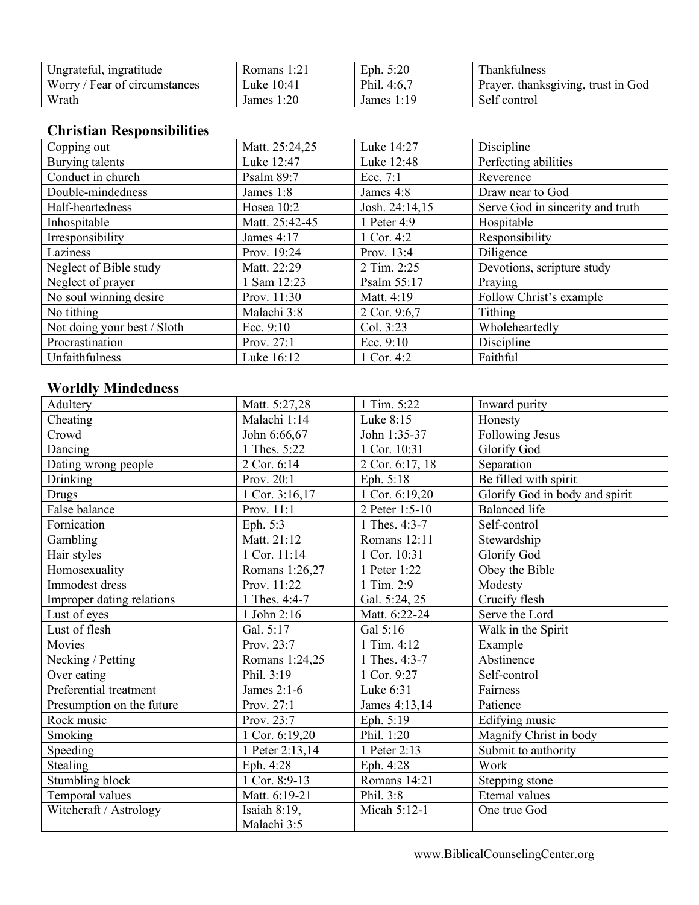| | | | |
|---|---|---|---|
| Ungrateful, ingratitude | Romans 1:21 | Eph. 5:20 | Thankfulness |
| Worry / Fear of circumstances | Luke 10:41 | Phil. 4:6,7 | Prayer, thanksgiving, trust in God |
| Wrath | James 1:20 | James 1:19 | Self control |

## Christian Responsibilities

| | | | |
|---|---|---|---|
| Copping out | Matt. 25:24,25 | Luke 14:27 | Discipline |
| Burying talents | Luke 12:47 | Luke 12:48 | Perfecting abilities |
| Conduct in church | Psalm 89:7 | Ecc. 7:1 | Reverence |
| Double-mindedness | James 1:8 | James 4:8 | Draw near to God |
| Half-heartedness | Hosea 10:2 | Josh. 24:14,15 | Serve God in sincerity and truth |
| Inhospitable | Matt. 25:42-45 | 1 Peter 4:9 | Hospitable |
| Irresponsibility | James 4:17 | 1 Cor. 4:2 | Responsibility |
| Laziness | Prov. 19:24 | Prov. 13:4 | Diligence |
| Neglect of Bible study | Matt. 22:29 | 2 Tim. 2:25 | Devotions, scripture study |
| Neglect of prayer | 1 Sam 12:23 | Psalm 55:17 | Praying |
| No soul winning desire | Prov. 11:30 | Matt. 4:19 | Follow Christ's example |
| No tithing | Malachi 3:8 | 2 Cor. 9:6,7 | Tithing |
| Not doing your best / Sloth | Ecc. 9:10 | Col. 3:23 | Wholeheartedly |
| Procrastination | Prov. 27:1 | Ecc. 9:10 | Discipline |
| Unfaithfulness | Luke 16:12 | 1 Cor. 4:2 | Faithful |

## Worldly Mindedness

| | | | |
|---|---|---|---|
| Adultery | Matt. 5:27,28 | 1 Tim. 5:22 | Inward purity |
| Cheating | Malachi 1:14 | Luke 8:15 | Honesty |
| Crowd | John 6:66,67 | John 1:35-37 | Following Jesus |
| Dancing | 1 Thes. 5:22 | 1 Cor. 10:31 | Glorify God |
| Dating wrong people | 2 Cor. 6:14 | 2 Cor. 6:17, 18 | Separation |
| Drinking | Prov. 20:1 | Eph. 5:18 | Be filled with spirit |
| Drugs | 1 Cor. 3:16,17 | 1 Cor. 6:19,20 | Glorify God in body and spirit |
| False balance | Prov. 11:1 | 2 Peter 1:5-10 | Balanced life |
| Fornication | Eph. 5:3 | 1 Thes. 4:3-7 | Self-control |
| Gambling | Matt. 21:12 | Romans 12:11 | Stewardship |
| Hair styles | 1 Cor. 11:14 | 1 Cor. 10:31 | Glorify God |
| Homosexuality | Romans 1:26,27 | 1 Peter 1:22 | Obey the Bible |
| Immodest dress | Prov. 11:22 | 1 Tim. 2:9 | Modesty |
| Improper dating relations | 1 Thes. 4:4-7 | Gal. 5:24, 25 | Crucify flesh |
| Lust of eyes | 1 John 2:16 | Matt. 6:22-24 | Serve the Lord |
| Lust of flesh | Gal. 5:17 | Gal 5:16 | Walk in the Spirit |
| Movies | Prov. 23:7 | 1 Tim. 4:12 | Example |
| Necking / Petting | Romans 1:24,25 | 1 Thes. 4:3-7 | Abstinence |
| Over eating | Phil. 3:19 | 1 Cor. 9:27 | Self-control |
| Preferential treatment | James 2:1-6 | Luke 6:31 | Fairness |
| Presumption on the future | Prov. 27:1 | James 4:13,14 | Patience |
| Rock music | Prov. 23:7 | Eph. 5:19 | Edifying music |
| Smoking | 1 Cor. 6:19,20 | Phil. 1:20 | Magnify Christ in body |
| Speeding | 1 Peter 2:13,14 | 1 Peter 2:13 | Submit to authority |
| Stealing | Eph. 4:28 | Eph. 4:28 | Work |
| Stumbling block | 1 Cor. 8:9-13 | Romans 14:21 | Stepping stone |
| Temporal values | Matt. 6:19-21 | Phil. 3:8 | Eternal values |
| Witchcraft / Astrology | Isaiah 8:19, Malachi 3:5 | Micah 5:12-1 | One true God |

www.BiblicalCounselingCenter.org